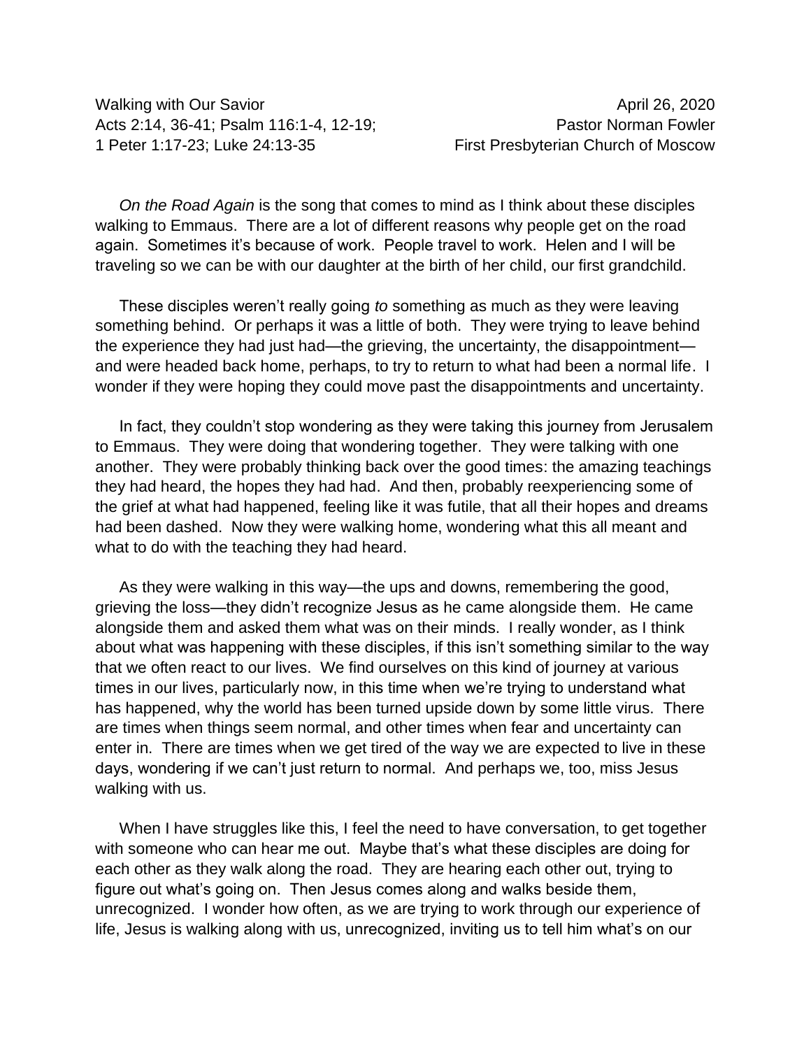Walking with Our Savior  
Acts 2:14, 36-41; Psalm 116:1-4, 12-19;  
1 Peter 1:17-23; Luke 24:13-35

April 26, 2020  
Pastor Norman Fowler  
First Presbyterian Church of Moscow

*On the Road Again* is the song that comes to mind as I think about these disciples walking to Emmaus. There are a lot of different reasons why people get on the road again. Sometimes it's because of work. People travel to work. Helen and I will be traveling so we can be with our daughter at the birth of her child, our first grandchild.

These disciples weren't really going *to* something as much as they were leaving something behind. Or perhaps it was a little of both. They were trying to leave behind the experience they had just had—the grieving, the uncertainty, the disappointment—and were headed back home, perhaps, to try to return to what had been a normal life. I wonder if they were hoping they could move past the disappointments and uncertainty.

In fact, they couldn't stop wondering as they were taking this journey from Jerusalem to Emmaus. They were doing that wondering together. They were talking with one another. They were probably thinking back over the good times: the amazing teachings they had heard, the hopes they had had. And then, probably reexperiencing some of the grief at what had happened, feeling like it was futile, that all their hopes and dreams had been dashed. Now they were walking home, wondering what this all meant and what to do with the teaching they had heard.

As they were walking in this way—the ups and downs, remembering the good, grieving the loss—they didn't recognize Jesus as he came alongside them. He came alongside them and asked them what was on their minds. I really wonder, as I think about what was happening with these disciples, if this isn't something similar to the way that we often react to our lives. We find ourselves on this kind of journey at various times in our lives, particularly now, in this time when we're trying to understand what has happened, why the world has been turned upside down by some little virus. There are times when things seem normal, and other times when fear and uncertainty can enter in. There are times when we get tired of the way we are expected to live in these days, wondering if we can't just return to normal. And perhaps we, too, miss Jesus walking with us.

When I have struggles like this, I feel the need to have conversation, to get together with someone who can hear me out. Maybe that's what these disciples are doing for each other as they walk along the road. They are hearing each other out, trying to figure out what's going on. Then Jesus comes along and walks beside them, unrecognized. I wonder how often, as we are trying to work through our experience of life, Jesus is walking along with us, unrecognized, inviting us to tell him what's on our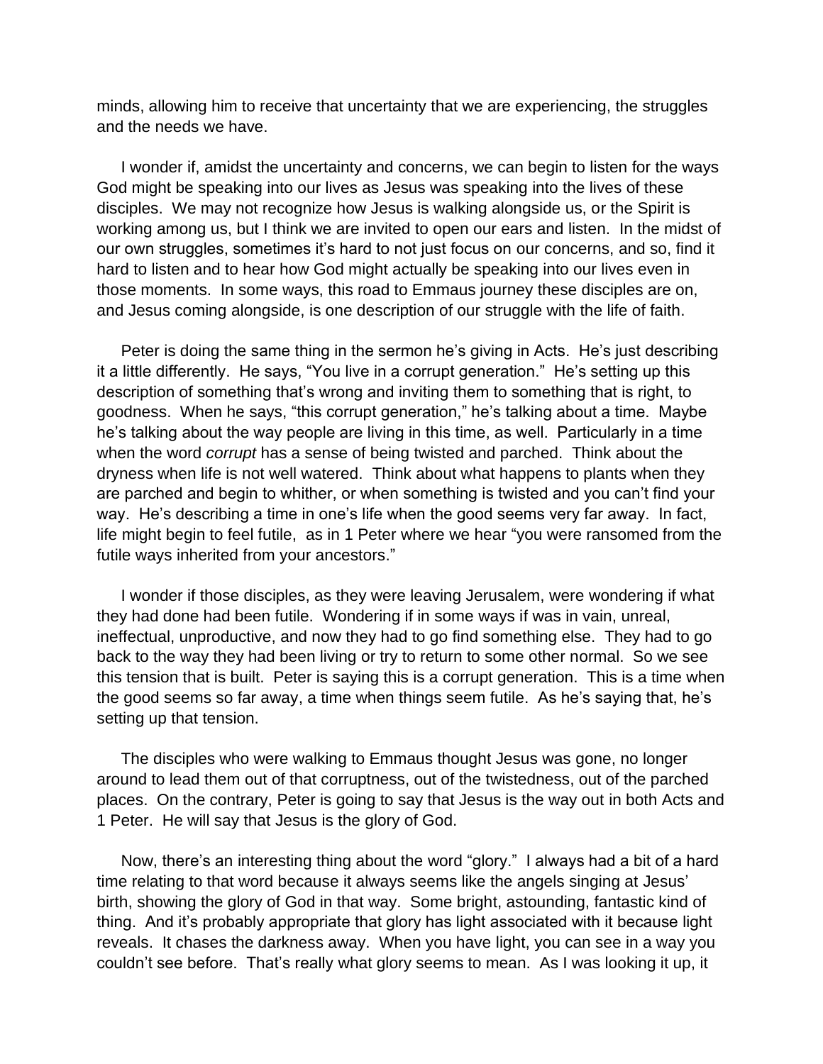minds, allowing him to receive that uncertainty that we are experiencing, the struggles and the needs we have.

I wonder if, amidst the uncertainty and concerns, we can begin to listen for the ways God might be speaking into our lives as Jesus was speaking into the lives of these disciples. We may not recognize how Jesus is walking alongside us, or the Spirit is working among us, but I think we are invited to open our ears and listen. In the midst of our own struggles, sometimes it's hard to not just focus on our concerns, and so, find it hard to listen and to hear how God might actually be speaking into our lives even in those moments. In some ways, this road to Emmaus journey these disciples are on, and Jesus coming alongside, is one description of our struggle with the life of faith.

Peter is doing the same thing in the sermon he's giving in Acts. He's just describing it a little differently. He says, "You live in a corrupt generation." He's setting up this description of something that's wrong and inviting them to something that is right, to goodness. When he says, "this corrupt generation," he's talking about a time. Maybe he's talking about the way people are living in this time, as well. Particularly in a time when the word *corrupt* has a sense of being twisted and parched. Think about the dryness when life is not well watered. Think about what happens to plants when they are parched and begin to whither, or when something is twisted and you can't find your way. He's describing a time in one's life when the good seems very far away. In fact, life might begin to feel futile, as in 1 Peter where we hear "you were ransomed from the futile ways inherited from your ancestors."

I wonder if those disciples, as they were leaving Jerusalem, were wondering if what they had done had been futile. Wondering if in some ways if was in vain, unreal, ineffectual, unproductive, and now they had to go find something else. They had to go back to the way they had been living or try to return to some other normal. So we see this tension that is built. Peter is saying this is a corrupt generation. This is a time when the good seems so far away, a time when things seem futile. As he's saying that, he's setting up that tension.

The disciples who were walking to Emmaus thought Jesus was gone, no longer around to lead them out of that corruptness, out of the twistedness, out of the parched places. On the contrary, Peter is going to say that Jesus is the way out in both Acts and 1 Peter. He will say that Jesus is the glory of God.

Now, there's an interesting thing about the word "glory." I always had a bit of a hard time relating to that word because it always seems like the angels singing at Jesus' birth, showing the glory of God in that way. Some bright, astounding, fantastic kind of thing. And it's probably appropriate that glory has light associated with it because light reveals. It chases the darkness away. When you have light, you can see in a way you couldn't see before. That's really what glory seems to mean. As I was looking it up, it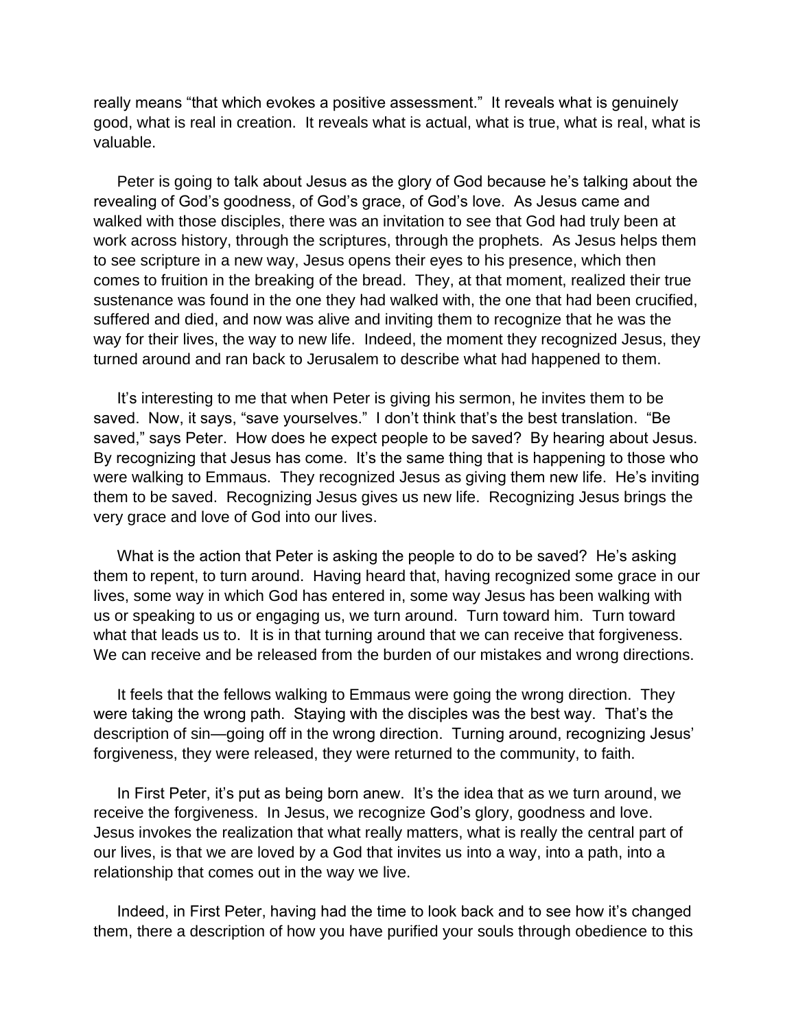really means "that which evokes a positive assessment." It reveals what is genuinely good, what is real in creation. It reveals what is actual, what is true, what is real, what is valuable.

Peter is going to talk about Jesus as the glory of God because he's talking about the revealing of God's goodness, of God's grace, of God's love. As Jesus came and walked with those disciples, there was an invitation to see that God had truly been at work across history, through the scriptures, through the prophets. As Jesus helps them to see scripture in a new way, Jesus opens their eyes to his presence, which then comes to fruition in the breaking of the bread. They, at that moment, realized their true sustenance was found in the one they had walked with, the one that had been crucified, suffered and died, and now was alive and inviting them to recognize that he was the way for their lives, the way to new life. Indeed, the moment they recognized Jesus, they turned around and ran back to Jerusalem to describe what had happened to them.

It's interesting to me that when Peter is giving his sermon, he invites them to be saved. Now, it says, "save yourselves." I don't think that's the best translation. "Be saved," says Peter. How does he expect people to be saved? By hearing about Jesus. By recognizing that Jesus has come. It's the same thing that is happening to those who were walking to Emmaus. They recognized Jesus as giving them new life. He's inviting them to be saved. Recognizing Jesus gives us new life. Recognizing Jesus brings the very grace and love of God into our lives.

What is the action that Peter is asking the people to do to be saved? He's asking them to repent, to turn around. Having heard that, having recognized some grace in our lives, some way in which God has entered in, some way Jesus has been walking with us or speaking to us or engaging us, we turn around. Turn toward him. Turn toward what that leads us to. It is in that turning around that we can receive that forgiveness. We can receive and be released from the burden of our mistakes and wrong directions.

It feels that the fellows walking to Emmaus were going the wrong direction. They were taking the wrong path. Staying with the disciples was the best way. That's the description of sin—going off in the wrong direction. Turning around, recognizing Jesus' forgiveness, they were released, they were returned to the community, to faith.

In First Peter, it's put as being born anew. It's the idea that as we turn around, we receive the forgiveness. In Jesus, we recognize God's glory, goodness and love. Jesus invokes the realization that what really matters, what is really the central part of our lives, is that we are loved by a God that invites us into a way, into a path, into a relationship that comes out in the way we live.

Indeed, in First Peter, having had the time to look back and to see how it's changed them, there a description of how you have purified your souls through obedience to this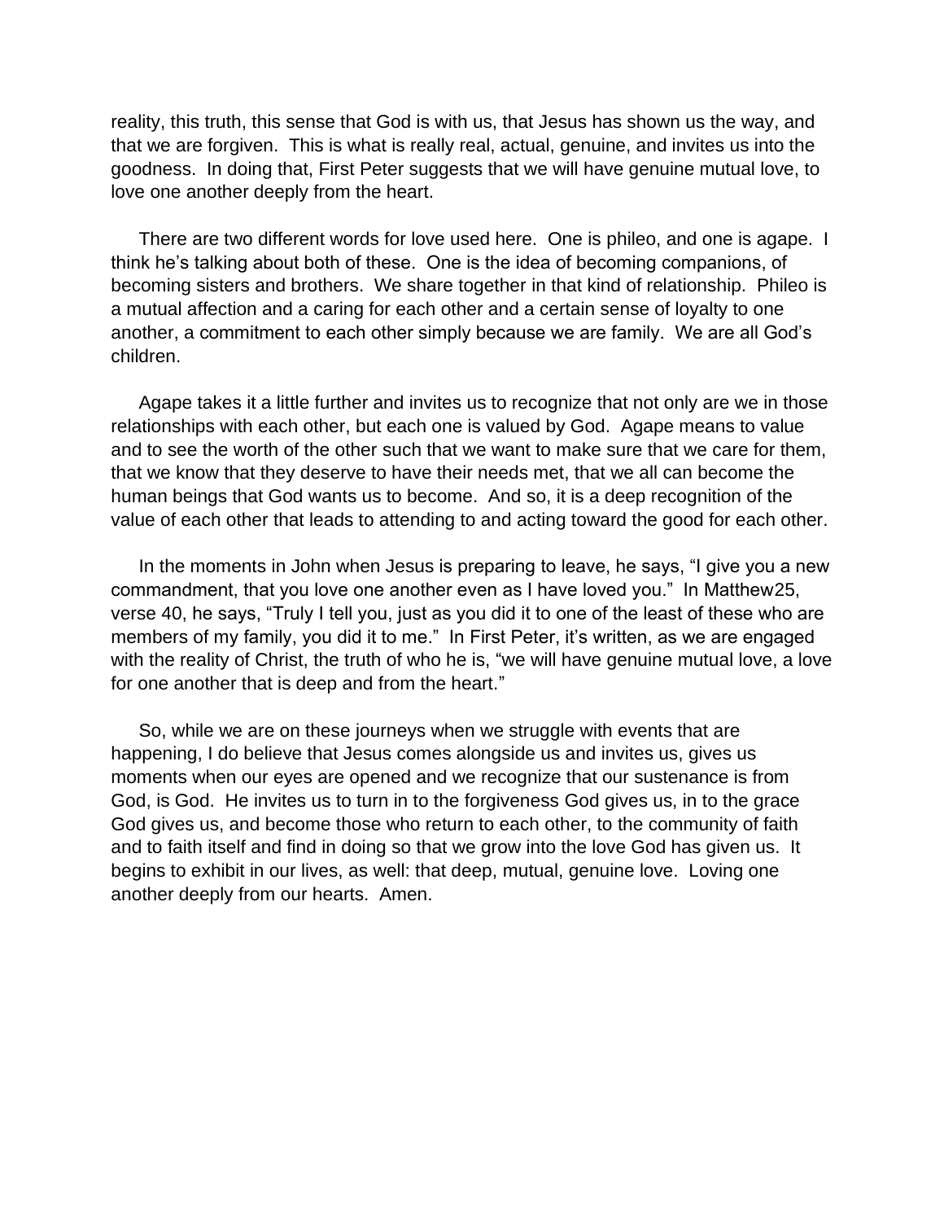reality, this truth, this sense that God is with us, that Jesus has shown us the way, and that we are forgiven. This is what is really real, actual, genuine, and invites us into the goodness. In doing that, First Peter suggests that we will have genuine mutual love, to love one another deeply from the heart.

There are two different words for love used here. One is phileo, and one is agape. I think he's talking about both of these. One is the idea of becoming companions, of becoming sisters and brothers. We share together in that kind of relationship. Phileo is a mutual affection and a caring for each other and a certain sense of loyalty to one another, a commitment to each other simply because we are family. We are all God's children.

Agape takes it a little further and invites us to recognize that not only are we in those relationships with each other, but each one is valued by God. Agape means to value and to see the worth of the other such that we want to make sure that we care for them, that we know that they deserve to have their needs met, that we all can become the human beings that God wants us to become. And so, it is a deep recognition of the value of each other that leads to attending to and acting toward the good for each other.

In the moments in John when Jesus is preparing to leave, he says, "I give you a new commandment, that you love one another even as I have loved you." In Matthew25, verse 40, he says, "Truly I tell you, just as you did it to one of the least of these who are members of my family, you did it to me." In First Peter, it's written, as we are engaged with the reality of Christ, the truth of who he is, "we will have genuine mutual love, a love for one another that is deep and from the heart."

So, while we are on these journeys when we struggle with events that are happening, I do believe that Jesus comes alongside us and invites us, gives us moments when our eyes are opened and we recognize that our sustenance is from God, is God. He invites us to turn in to the forgiveness God gives us, in to the grace God gives us, and become those who return to each other, to the community of faith and to faith itself and find in doing so that we grow into the love God has given us. It begins to exhibit in our lives, as well: that deep, mutual, genuine love. Loving one another deeply from our hearts. Amen.